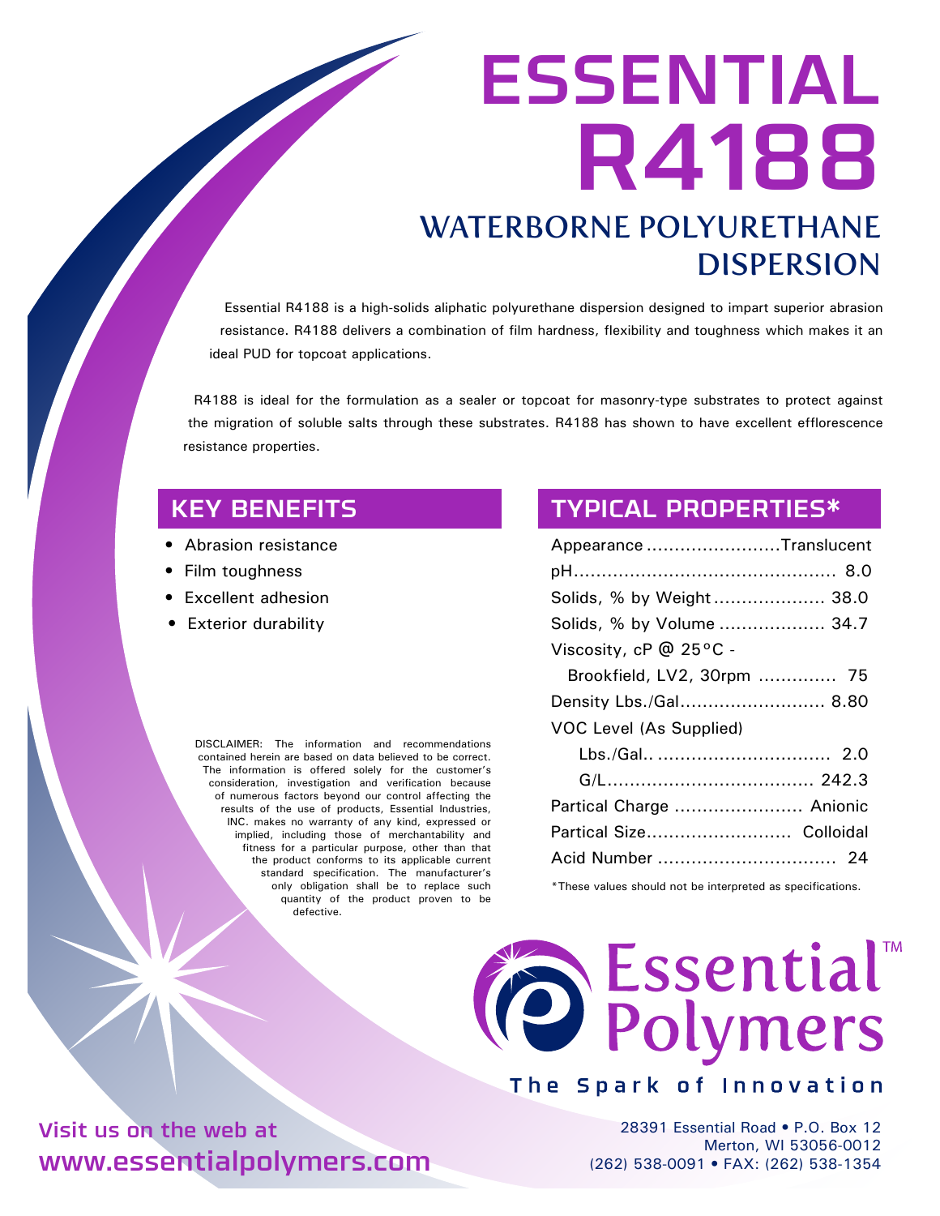# ESSENTIAL R4188

## WATERBORNE POLYURETHANE DISPERSION

Essential R4188 is a high-solids aliphatic polyurethane dispersion designed to impart superior abrasion resistance. R4188 delivers a combination of film hardness, flexibility and toughness which makes it an ideal PUD for topcoat applications.

R4188 is ideal for the formulation as a sealer or topcoat for masonry-type substrates to protect against the migration of soluble salts through these substrates. R4188 has shown to have excellent efflorescence resistance properties.

## KEY BENEFITS

- Abrasion resistance
- Film toughness
- Excellent adhesion
- Exterior durability

## TYPICAL PROPERTIES*

| Property | Value |
|---|---|
| Appearance | Translucent |
| pH | 8.0 |
| Solids, % by Weight | 38.0 |
| Solids, % by Volume | 34.7 |
| Viscosity, cP @ 25°C - Brookfield, LV2, 30rpm | 75 |
| Density Lbs./Gal | 8.80 |
| VOC Level (As Supplied) Lbs./Gal. | 2.0 |
| VOC Level (As Supplied) G/L | 242.3 |
| Partical Charge | Anionic |
| Partical Size | Colloidal |
| Acid Number | 24 |

*These values should not be interpreted as specifications.

DISCLAIMER: The information and recommendations contained herein are based on data believed to be correct. The information is offered solely for the customer's consideration, investigation and verification because of numerous factors beyond our control affecting the results of the use of products, Essential Industries, INC. makes no warranty of any kind, expressed or implied, including those of merchantability and fitness for a particular purpose, other than that the product conforms to its applicable current standard specification. The manufacturer's only obligation shall be to replace such quantity of the product proven to be defective.

Essential™ Polymers

The Spark of Innovation

Visit us on the web at
**www.essentialpolymers.com**

28391 Essential Road • P.O. Box 12
Merton, WI 53056-0012
(262) 538-0091 • FAX: (262) 538-1354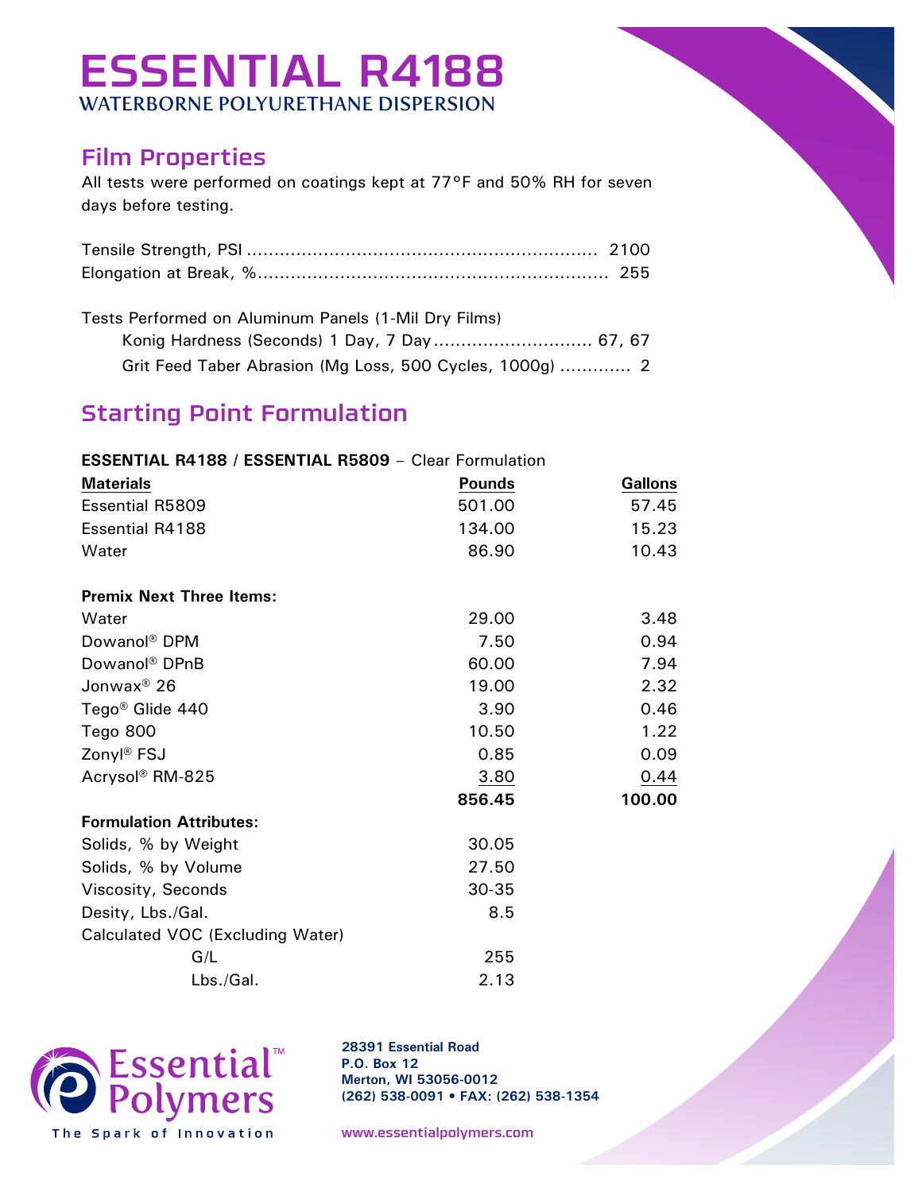# ESSENTIAL R4188

## WATERBORNE POLYURETHANE DISPERSION

## Film Properties

All tests were performed on coatings kept at 77°F and 50% RH for seven days before testing.

Tensile Strength, PSI .................................................................. 2100
Elongation at Break, %................................................................. 255

Tests Performed on Aluminum Panels (1-Mil Dry Films)

- Konig Hardness (Seconds) 1 Day, 7 Day ............................ 67, 67
- Grit Feed Taber Abrasion (Mg Loss, 500 Cycles, 1000g) ............ 2

## Starting Point Formulation

**ESSENTIAL R4188 / ESSENTIAL R5809** – Clear Formulation

| Materials | Pounds | Gallons |
|---|---|---|
| Essential R5809 | 501.00 | 57.45 |
| Essential R4188 | 134.00 | 15.23 |
| Water | 86.90 | 10.43 |
| **Premix Next Three Items:** | | |
| Water | 29.00 | 3.48 |
| Dowanol® DPM | 7.50 | 0.94 |
| Dowanol® DPnB | 60.00 | 7.94 |
| Jonwax® 26 | 19.00 | 2.32 |
| Tego® Glide 440 | 3.90 | 0.46 |
| Tego 800 | 10.50 | 1.22 |
| Zonyl® FSJ | 0.85 | 0.09 |
| Acrysol® RM-825 | 3.80 | 0.44 |
| | **856.45** | **100.00** |

**Formulation Attributes:**

| | |
|---|---|
| Solids, % by Weight | 30.05 |
| Solids, % by Volume | 27.50 |
| Viscosity, Seconds | 30-35 |
| Desity, Lbs./Gal. | 8.5 |
| Calculated VOC (Excluding Water) | |
| G/L | 255 |
| Lbs./Gal. | 2.13 |

Essential Polymers™
The Spark of Innovation

**28391 Essential Road**
**P.O. Box 12**
**Merton, WI 53056-0012**
**(262) 538-0091 • FAX: (262) 538-1354**

www.essentialpolymers.com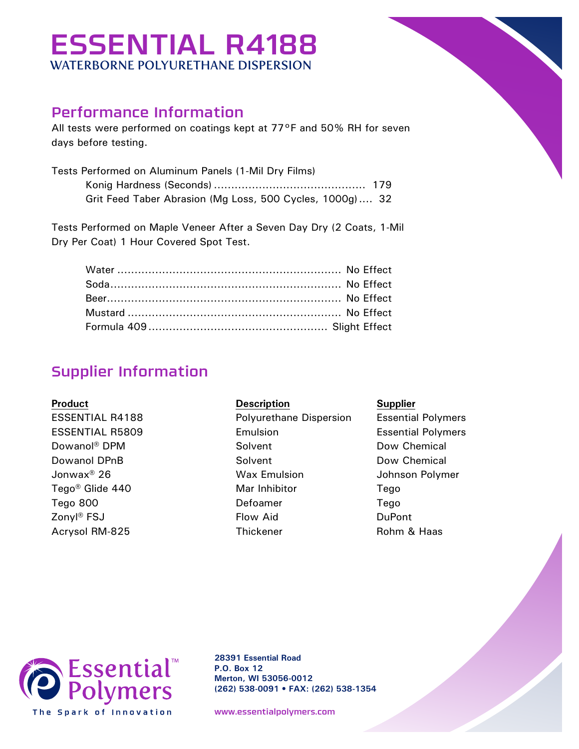# ESSENTIAL R4188

**WATERBORNE POLYURETHANE DISPERSION**

## Performance Information

All tests were performed on coatings kept at 77°F and 50% RH for seven days before testing.

Tests Performed on Aluminum Panels (1-Mil Dry Films)

| | |
|---|---|
| Konig Hardness (Seconds) | 179 |
| Grit Feed Taber Abrasion (Mg Loss, 500 Cycles, 1000g) | 32 |

Tests Performed on Maple Veneer After a Seven Day Dry (2 Coats, 1-Mil Dry Per Coat) 1 Hour Covered Spot Test.

| | |
|---|---|
| Water | No Effect |
| Soda | No Effect |
| Beer | No Effect |
| Mustard | No Effect |
| Formula 409 | Slight Effect |

## Supplier Information

| Product | Description | Supplier |
|---|---|---|
| ESSENTIAL R4188 | Polyurethane Dispersion | Essential Polymers |
| ESSENTIAL R5809 | Emulsion | Essential Polymers |
| Dowanol® DPM | Solvent | Dow Chemical |
| Dowanol DPnB | Solvent | Dow Chemical |
| Jonwax® 26 | Wax Emulsion | Johnson Polymer |
| Tego® Glide 440 | Mar Inhibitor | Tego |
| Tego 800 | Defoamer | Tego |
| Zonyl® FSJ | Flow Aid | DuPont |
| Acrysol RM-825 | Thickener | Rohm & Haas |

Essential Polymers™
The Spark of Innovation

**28391 Essential Road**
**P.O. Box 12**
**Merton, WI 53056-0012**
**(262) 538-0091 • FAX: (262) 538-1354**

www.essentialpolymers.com